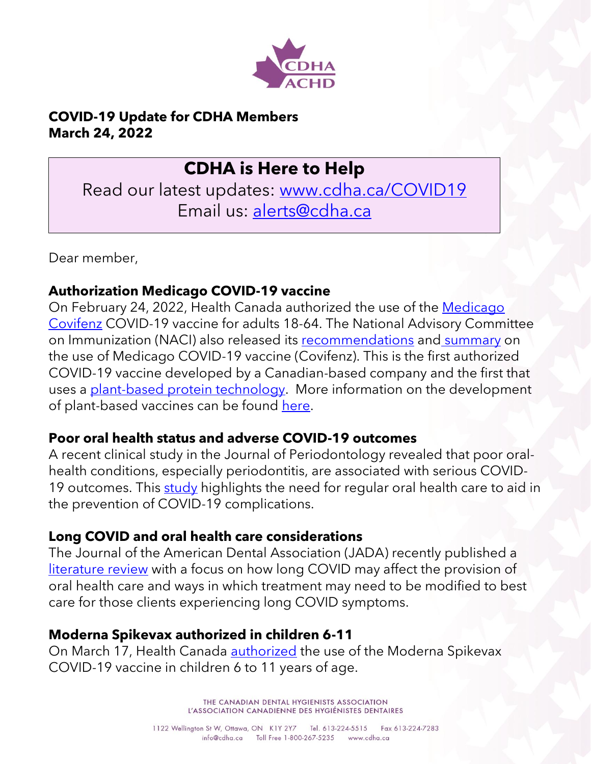**COVID-19 Update for CDHA Members**
**March 24, 2022**

## CDHA is Here to Help

Read our latest updates: www.cdha.ca/COVID19
Email us: alerts@cdha.ca

Dear member,

### Authorization Medicago COVID-19 vaccine

On February 24, 2022, Health Canada authorized the use of the Medicago Covifenz COVID-19 vaccine for adults 18-64. The National Advisory Committee on Immunization (NACI) also released its recommendations and summary on the use of Medicago COVID-19 vaccine (Covifenz). This is the first authorized COVID-19 vaccine developed by a Canadian-based company and the first that uses a plant-based protein technology. More information on the development of plant-based vaccines can be found here.

### Poor oral health status and adverse COVID-19 outcomes

A recent clinical study in the Journal of Periodontology revealed that poor oral-health conditions, especially periodontitis, are associated with serious COVID-19 outcomes. This study highlights the need for regular oral health care to aid in the prevention of COVID-19 complications.

### Long COVID and oral health care considerations

The Journal of the American Dental Association (JADA) recently published a literature review with a focus on how long COVID may affect the provision of oral health care and ways in which treatment may need to be modified to best care for those clients experiencing long COVID symptoms.

### Moderna Spikevax authorized in children 6-11

On March 17, Health Canada authorized the use of the Moderna Spikevax COVID-19 vaccine in children 6 to 11 years of age.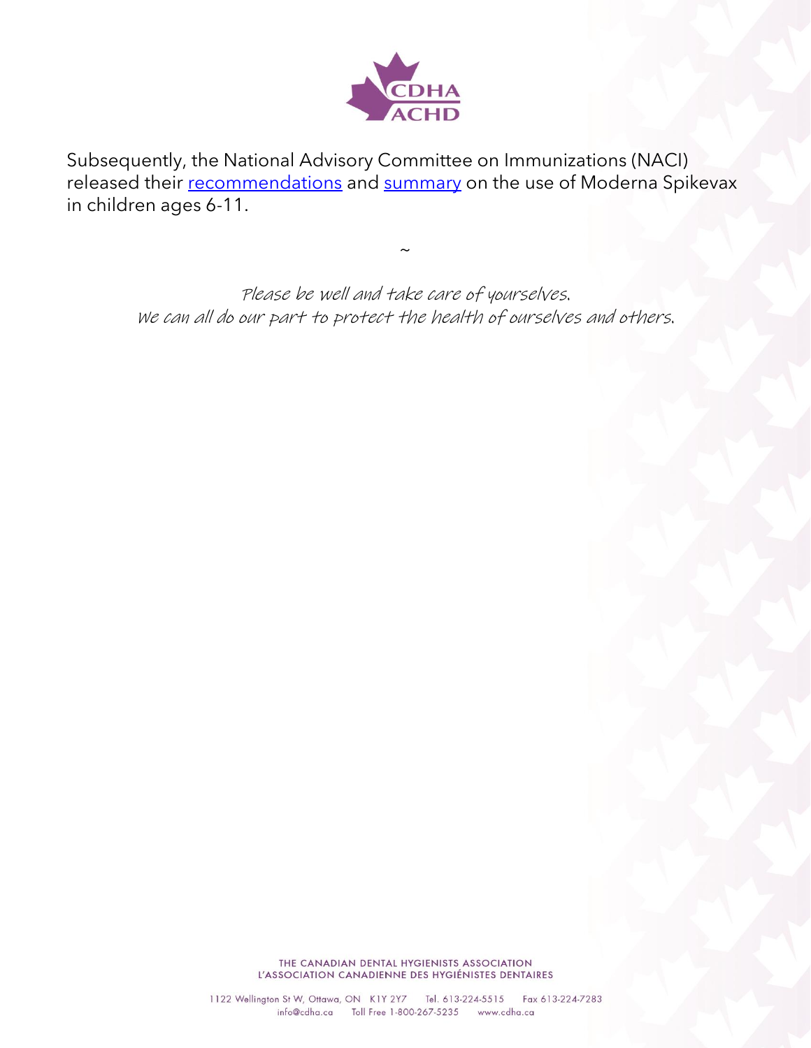Subsequently, the National Advisory Committee on Immunizations (NACI) released their recommendations and summary on the use of Moderna Spikevax in children ages 6-11.

~

*Please be well and take care of yourselves.*
*We can all do our part to protect the health of ourselves and others.*